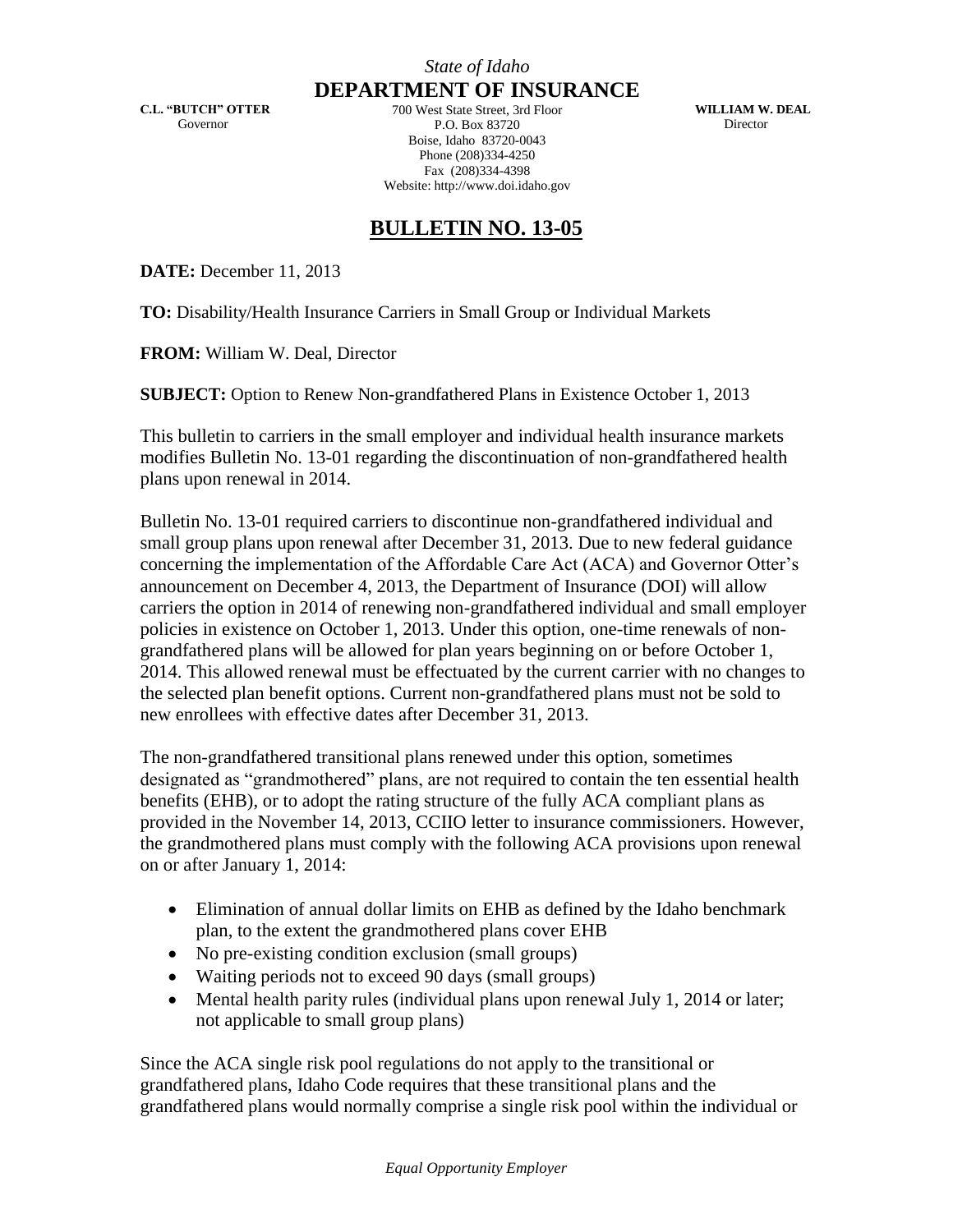*State of Idaho*

**DEPARTMENT OF INSURANCE**

**C.L. "BUTCH" OTTER**
Governor

700 West State Street, 3rd Floor
P.O. Box 83720
Boise, Idaho 83720-0043
Phone (208)334-4250
Fax (208)334-4398
Website: http://www.doi.idaho.gov

**WILLIAM W. DEAL**
Director

# BULLETIN NO. 13-05

**DATE:** December 11, 2013

**TO:** Disability/Health Insurance Carriers in Small Group or Individual Markets

**FROM:** William W. Deal, Director

**SUBJECT:** Option to Renew Non-grandfathered Plans in Existence October 1, 2013

This bulletin to carriers in the small employer and individual health insurance markets modifies Bulletin No. 13-01 regarding the discontinuation of non-grandfathered health plans upon renewal in 2014.

Bulletin No. 13-01 required carriers to discontinue non-grandfathered individual and small group plans upon renewal after December 31, 2013. Due to new federal guidance concerning the implementation of the Affordable Care Act (ACA) and Governor Otter's announcement on December 4, 2013, the Department of Insurance (DOI) will allow carriers the option in 2014 of renewing non-grandfathered individual and small employer policies in existence on October 1, 2013. Under this option, one-time renewals of non-grandfathered plans will be allowed for plan years beginning on or before October 1, 2014. This allowed renewal must be effectuated by the current carrier with no changes to the selected plan benefit options. Current non-grandfathered plans must not be sold to new enrollees with effective dates after December 31, 2013.

The non-grandfathered transitional plans renewed under this option, sometimes designated as "grandmothered" plans, are not required to contain the ten essential health benefits (EHB), or to adopt the rating structure of the fully ACA compliant plans as provided in the November 14, 2013, CCIIO letter to insurance commissioners. However, the grandmothered plans must comply with the following ACA provisions upon renewal on or after January 1, 2014:

- Elimination of annual dollar limits on EHB as defined by the Idaho benchmark plan, to the extent the grandmothered plans cover EHB
- No pre-existing condition exclusion (small groups)
- Waiting periods not to exceed 90 days (small groups)
- Mental health parity rules (individual plans upon renewal July 1, 2014 or later; not applicable to small group plans)

Since the ACA single risk pool regulations do not apply to the transitional or grandfathered plans, Idaho Code requires that these transitional plans and the grandfathered plans would normally comprise a single risk pool within the individual or

*Equal Opportunity Employer*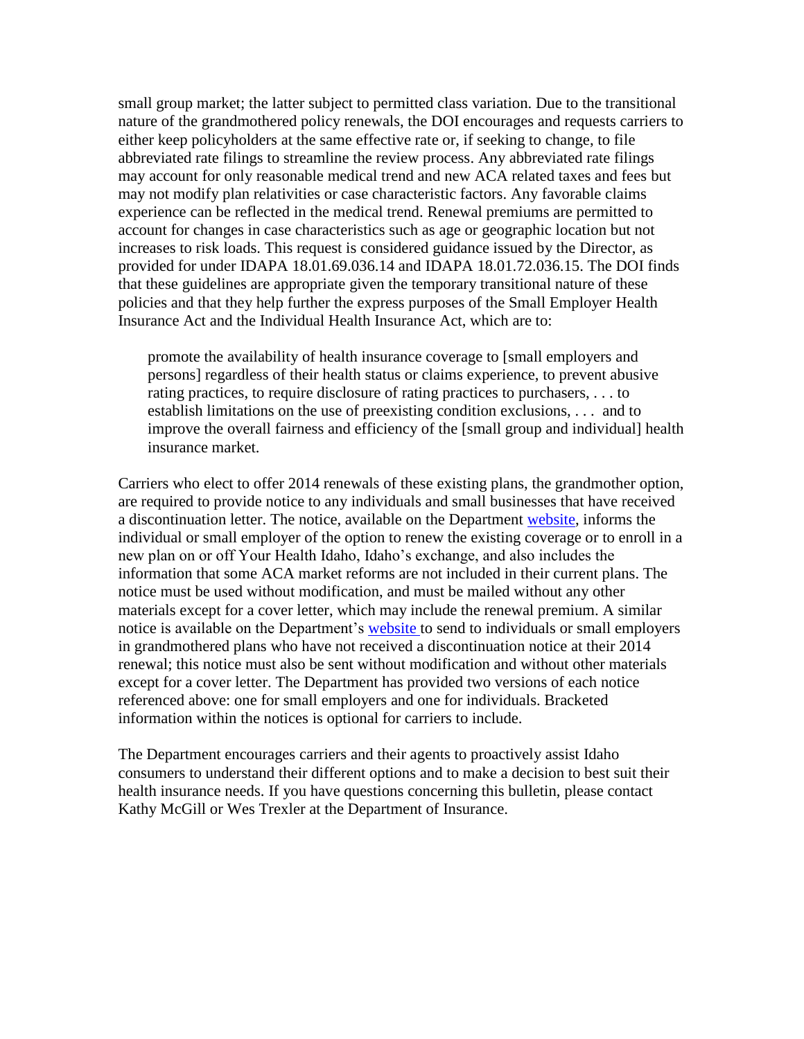small group market; the latter subject to permitted class variation. Due to the transitional nature of the grandmothered policy renewals, the DOI encourages and requests carriers to either keep policyholders at the same effective rate or, if seeking to change, to file abbreviated rate filings to streamline the review process. Any abbreviated rate filings may account for only reasonable medical trend and new ACA related taxes and fees but may not modify plan relativities or case characteristic factors. Any favorable claims experience can be reflected in the medical trend. Renewal premiums are permitted to account for changes in case characteristics such as age or geographic location but not increases to risk loads. This request is considered guidance issued by the Director, as provided for under IDAPA 18.01.69.036.14 and IDAPA 18.01.72.036.15. The DOI finds that these guidelines are appropriate given the temporary transitional nature of these policies and that they help further the express purposes of the Small Employer Health Insurance Act and the Individual Health Insurance Act, which are to:

> promote the availability of health insurance coverage to [small employers and persons] regardless of their health status or claims experience, to prevent abusive rating practices, to require disclosure of rating practices to purchasers, . . . to establish limitations on the use of preexisting condition exclusions, . . . and to improve the overall fairness and efficiency of the [small group and individual] health insurance market.

Carriers who elect to offer 2014 renewals of these existing plans, the grandmother option, are required to provide notice to any individuals and small businesses that have received a discontinuation letter. The notice, available on the Department website, informs the individual or small employer of the option to renew the existing coverage or to enroll in a new plan on or off Your Health Idaho, Idaho's exchange, and also includes the information that some ACA market reforms are not included in their current plans. The notice must be used without modification, and must be mailed without any other materials except for a cover letter, which may include the renewal premium. A similar notice is available on the Department's website to send to individuals or small employers in grandmothered plans who have not received a discontinuation notice at their 2014 renewal; this notice must also be sent without modification and without other materials except for a cover letter. The Department has provided two versions of each notice referenced above: one for small employers and one for individuals. Bracketed information within the notices is optional for carriers to include.

The Department encourages carriers and their agents to proactively assist Idaho consumers to understand their different options and to make a decision to best suit their health insurance needs. If you have questions concerning this bulletin, please contact Kathy McGill or Wes Trexler at the Department of Insurance.